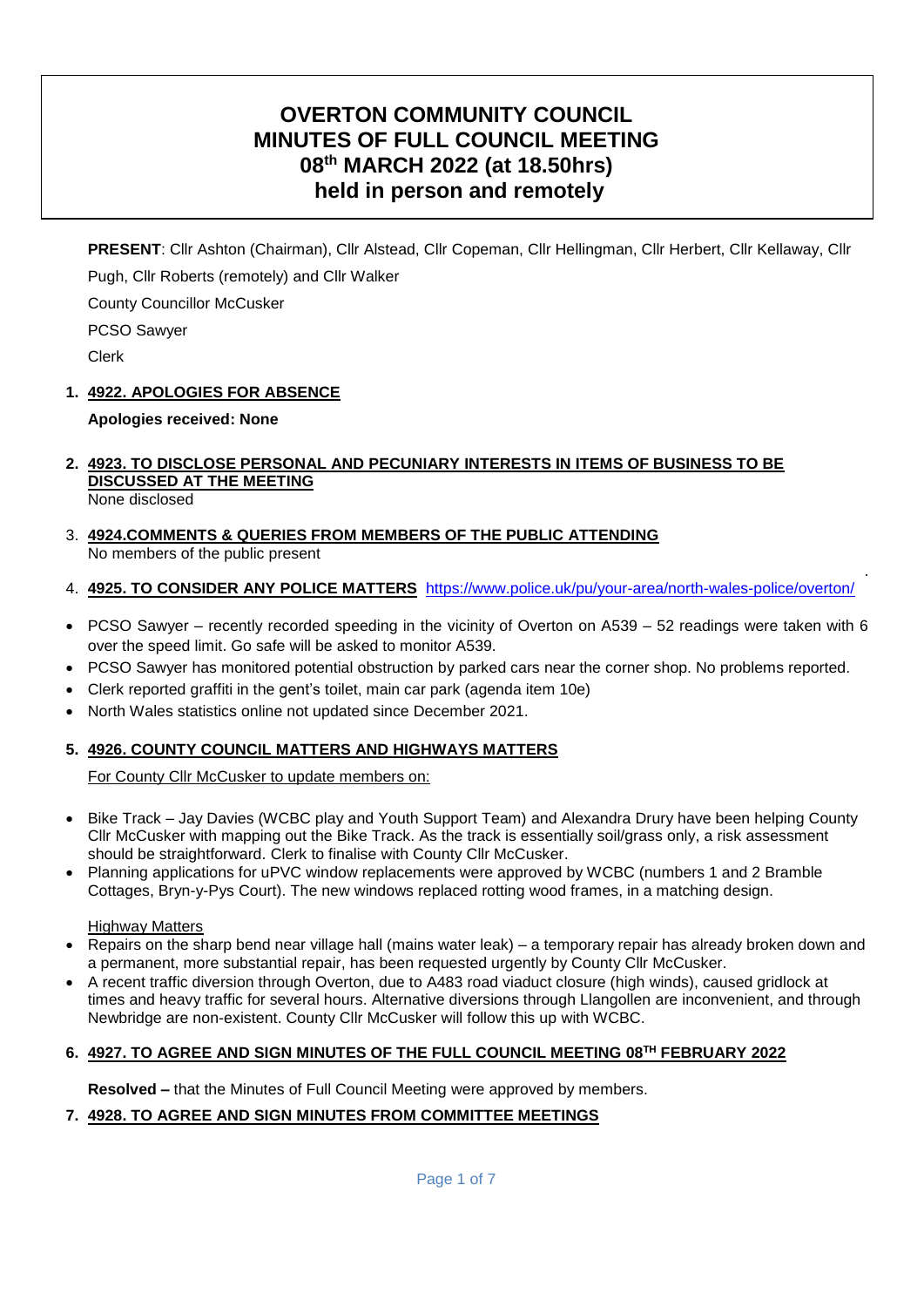# OVERTON COMMUNITY COUNCIL
# MINUTES OF FULL COUNCIL MEETING
# 08th MARCH 2022 (at 18.50hrs)
# held in person and remotely

**PRESENT**: Cllr Ashton (Chairman), Cllr Alstead, Cllr Copeman, Cllr Hellingman, Cllr Herbert, Cllr Kellaway, Cllr Pugh, Cllr Roberts (remotely) and Cllr Walker

County Councillor McCusker

PCSO Sawyer

Clerk

1. **4922. APOLOGIES FOR ABSENCE**

   **Apologies received: None**

2. **4923. TO DISCLOSE PERSONAL AND PECUNIARY INTERESTS IN ITEMS OF BUSINESS TO BE DISCUSSED AT THE MEETING**

   None disclosed

3. **4924.COMMENTS & QUERIES FROM MEMBERS OF THE PUBLIC ATTENDING**

   No members of the public present

4. **4925. TO CONSIDER ANY POLICE MATTERS** https://www.police.uk/pu/your-area/north-wales-police/overton/

- PCSO Sawyer – recently recorded speeding in the vicinity of Overton on A539 – 52 readings were taken with 6 over the speed limit. Go safe will be asked to monitor A539.
- PCSO Sawyer has monitored potential obstruction by parked cars near the corner shop. No problems reported.
- Clerk reported graffiti in the gent's toilet, main car park (agenda item 10e)
- North Wales statistics online not updated since December 2021.

5. **4926. COUNTY COUNCIL MATTERS AND HIGHWAYS MATTERS**

   For County Cllr McCusker to update members on:

- Bike Track – Jay Davies (WCBC play and Youth Support Team) and Alexandra Drury have been helping County Cllr McCusker with mapping out the Bike Track. As the track is essentially soil/grass only, a risk assessment should be straightforward. Clerk to finalise with County Cllr McCusker.
- Planning applications for uPVC window replacements were approved by WCBC (numbers 1 and 2 Bramble Cottages, Bryn-y-Pys Court). The new windows replaced rotting wood frames, in a matching design.

Highway Matters

- Repairs on the sharp bend near village hall (mains water leak) – a temporary repair has already broken down and a permanent, more substantial repair, has been requested urgently by County Cllr McCusker.
- A recent traffic diversion through Overton, due to A483 road viaduct closure (high winds), caused gridlock at times and heavy traffic for several hours. Alternative diversions through Llangollen are inconvenient, and through Newbridge are non-existent. County Cllr McCusker will follow this up with WCBC.

6. **4927. TO AGREE AND SIGN MINUTES OF THE FULL COUNCIL MEETING 08TH FEBRUARY 2022**

   **Resolved –** that the Minutes of Full Council Meeting were approved by members.

7. **4928. TO AGREE AND SIGN MINUTES FROM COMMITTEE MEETINGS**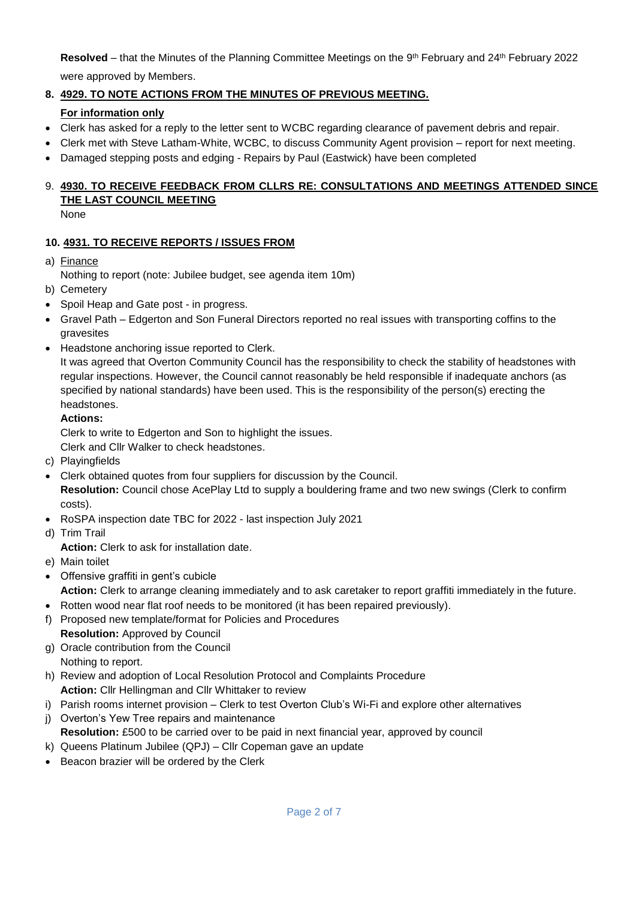**Resolved** – that the Minutes of the Planning Committee Meetings on the 9th February and 24th February 2022 were approved by Members.

**8. 4929. TO NOTE ACTIONS FROM THE MINUTES OF PREVIOUS MEETING.**

**For information only**

- Clerk has asked for a reply to the letter sent to WCBC regarding clearance of pavement debris and repair.
- Clerk met with Steve Latham-White, WCBC, to discuss Community Agent provision – report for next meeting.
- Damaged stepping posts and edging - Repairs by Paul (Eastwick) have been completed

**9. 4930. TO RECEIVE FEEDBACK FROM CLLRS RE: CONSULTATIONS AND MEETINGS ATTENDED SINCE THE LAST COUNCIL MEETING**

None

**10. 4931. TO RECEIVE REPORTS / ISSUES FROM**

a) Finance
Nothing to report (note: Jubilee budget, see agenda item 10m)

b) Cemetery

- Spoil Heap and Gate post - in progress.
- Gravel Path – Edgerton and Son Funeral Directors reported no real issues with transporting coffins to the gravesites
- Headstone anchoring issue reported to Clerk.
  It was agreed that Overton Community Council has the responsibility to check the stability of headstones with regular inspections. However, the Council cannot reasonably be held responsible if inadequate anchors (as specified by national standards) have been used. This is the responsibility of the person(s) erecting the headstones.
  **Actions:**
  Clerk to write to Edgerton and Son to highlight the issues.
  Clerk and Cllr Walker to check headstones.

c) Playingfields

- Clerk obtained quotes from four suppliers for discussion by the Council.
  **Resolution:** Council chose AcePlay Ltd to supply a bouldering frame and two new swings (Clerk to confirm costs).
- RoSPA inspection date TBC for 2022 - last inspection July 2021

d) Trim Trail
**Action:** Clerk to ask for installation date.

e) Main toilet

- Offensive graffiti in gent's cubicle
  **Action:** Clerk to arrange cleaning immediately and to ask caretaker to report graffiti immediately in the future.
- Rotten wood near flat roof needs to be monitored (it has been repaired previously).

f) Proposed new template/format for Policies and Procedures
**Resolution:** Approved by Council

g) Oracle contribution from the Council
Nothing to report.

h) Review and adoption of Local Resolution Protocol and Complaints Procedure
**Action:** Cllr Hellingman and Cllr Whittaker to review

i) Parish rooms internet provision – Clerk to test Overton Club's Wi-Fi and explore other alternatives

j) Overton's Yew Tree repairs and maintenance
**Resolution:** £500 to be carried over to be paid in next financial year, approved by council

k) Queens Platinum Jubilee (QPJ) – Cllr Copeman gave an update

- Beacon brazier will be ordered by the Clerk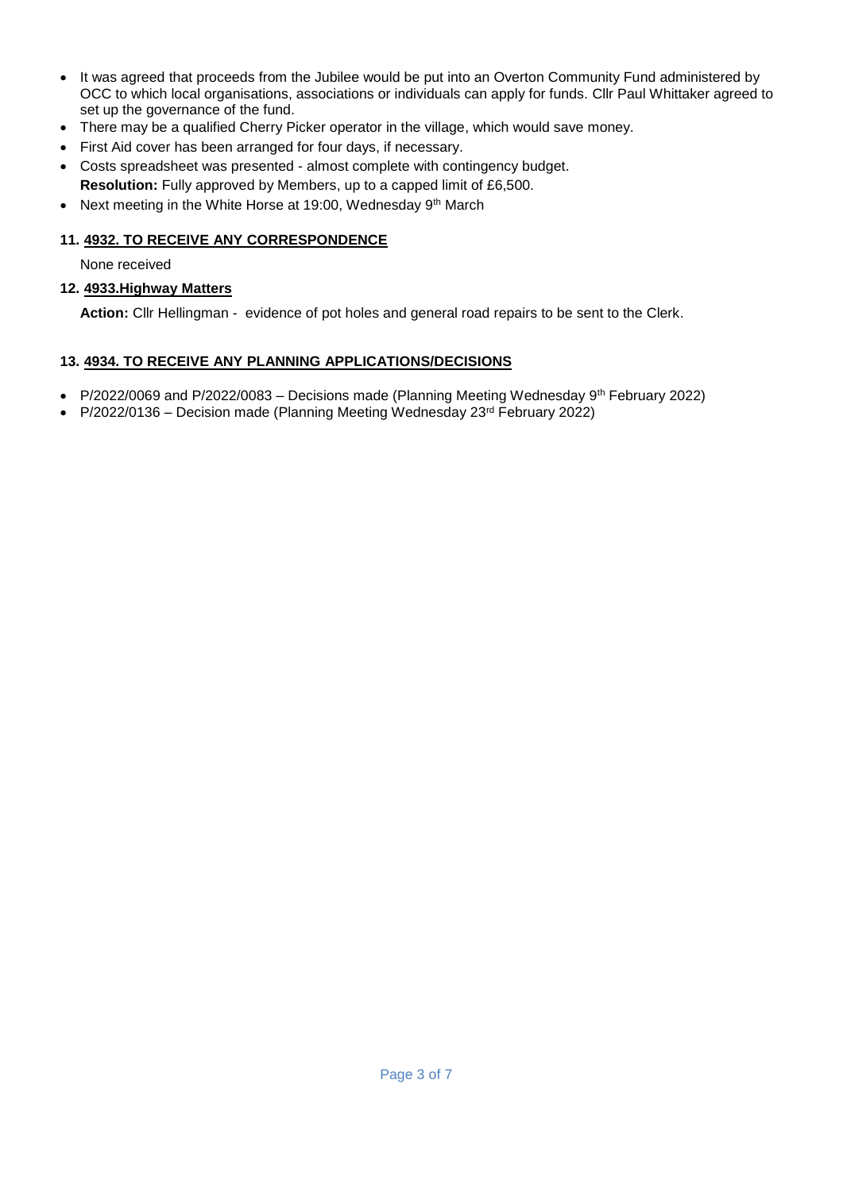- It was agreed that proceeds from the Jubilee would be put into an Overton Community Fund administered by OCC to which local organisations, associations or individuals can apply for funds. Cllr Paul Whittaker agreed to set up the governance of the fund.
- There may be a qualified Cherry Picker operator in the village, which would save money.
- First Aid cover has been arranged for four days, if necessary.
- Costs spreadsheet was presented - almost complete with contingency budget.
  **Resolution:** Fully approved by Members, up to a capped limit of £6,500.
- Next meeting in the White Horse at 19:00, Wednesday 9th March

### 11. 4932. TO RECEIVE ANY CORRESPONDENCE

None received

### 12. 4933.Highway Matters

**Action:** Cllr Hellingman - evidence of pot holes and general road repairs to be sent to the Clerk.

### 13. 4934. TO RECEIVE ANY PLANNING APPLICATIONS/DECISIONS

- P/2022/0069 and P/2022/0083 – Decisions made (Planning Meeting Wednesday 9th February 2022)
- P/2022/0136 – Decision made (Planning Meeting Wednesday 23rd February 2022)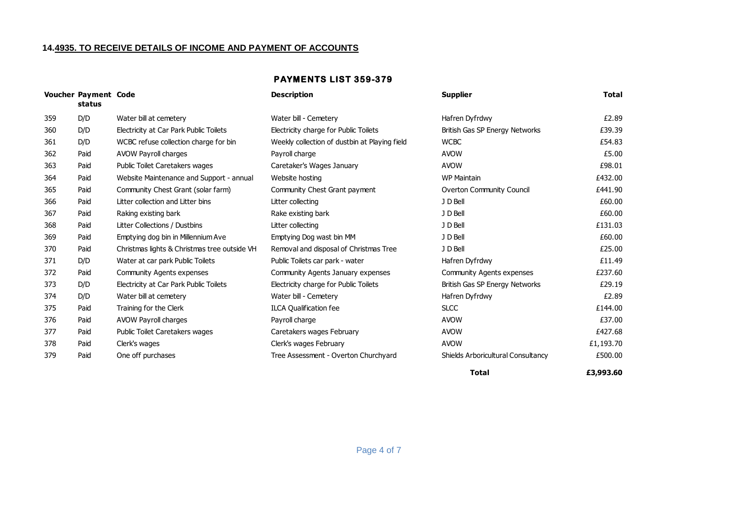**14.4935. TO RECEIVE DETAILS OF INCOME AND PAYMENT OF ACCOUNTS**

## PAYMENTS LIST 359-379

| Voucher | Payment status | Code | Description | Supplier | Total |
|---|---|---|---|---|---|
| 359 | D/D | Water bill at cemetery | Water bill - Cemetery | Hafren Dyfrdwy | £2.89 |
| 360 | D/D | Electricity at Car Park Public Toilets | Electricity charge for Public Toilets | British Gas SP Energy Networks | £39.39 |
| 361 | D/D | WCBC refuse collection charge for bin | Weekly collection of dustbin at Playing field | WCBC | £54.83 |
| 362 | Paid | AVOW Payroll charges | Payroll charge | AVOW | £5.00 |
| 363 | Paid | Public Toilet Caretakers wages | Caretaker's Wages January | AVOW | £98.01 |
| 364 | Paid | Website Maintenance and Support - annual | Website hosting | WP Maintain | £432.00 |
| 365 | Paid | Community Chest Grant (solar farm) | Community Chest Grant payment | Overton Community Council | £441.90 |
| 366 | Paid | Litter collection and Litter bins | Litter collecting | J D Bell | £60.00 |
| 367 | Paid | Raking existing bark | Rake existing bark | J D Bell | £60.00 |
| 368 | Paid | Litter Collections / Dustbins | Litter collecting | J D Bell | £131.03 |
| 369 | Paid | Emptying dog bin in Millennium Ave | Emptying Dog wast bin MM | J D Bell | £60.00 |
| 370 | Paid | Christmas lights & Christmas tree outside VH | Removal and disposal of Christmas Tree | J D Bell | £25.00 |
| 371 | D/D | Water at car park Public Toilets | Public Toilets car park - water | Hafren Dyfrdwy | £11.49 |
| 372 | Paid | Community Agents expenses | Community Agents January expenses | Community Agents expenses | £237.60 |
| 373 | D/D | Electricity at Car Park Public Toilets | Electricity charge for Public Toilets | British Gas SP Energy Networks | £29.19 |
| 374 | D/D | Water bill at cemetery | Water bill - Cemetery | Hafren Dyfrdwy | £2.89 |
| 375 | Paid | Training for the Clerk | ILCA Qualification fee | SLCC | £144.00 |
| 376 | Paid | AVOW Payroll charges | Payroll charge | AVOW | £37.00 |
| 377 | Paid | Public Toilet Caretakers wages | Caretakers wages February | AVOW | £427.68 |
| 378 | Paid | Clerk's wages | Clerk's wages February | AVOW | £1,193.70 |
| 379 | Paid | One off purchases | Tree Assessment - Overton Churchyard | Shields Arboricultural Consultancy | £500.00 |
| | | | | **Total** | **£3,993.60** |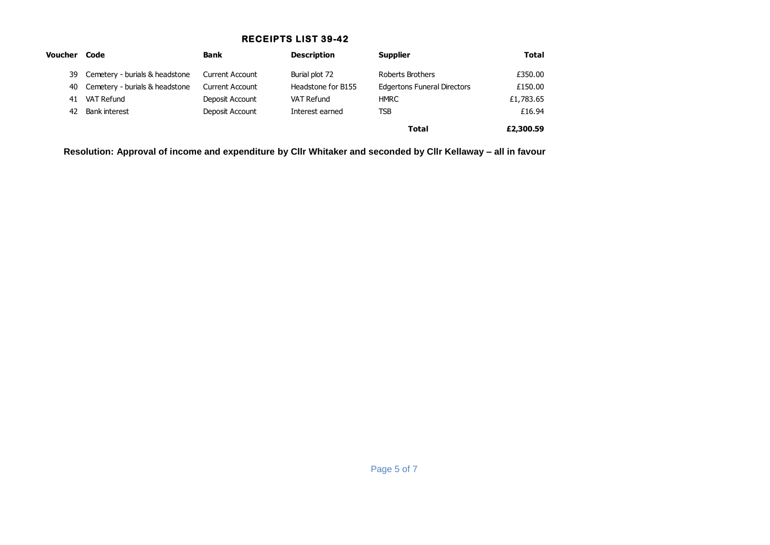## RECEIPTS LIST 39-42

| Voucher | Code | Bank | Description | Supplier | Total |
|---|---|---|---|---|---|
| 39 | Cemetery - burials & headstone | Current Account | Burial plot 72 | Roberts Brothers | £350.00 |
| 40 | Cemetery - burials & headstone | Current Account | Headstone for B155 | Edgertons Funeral Directors | £150.00 |
| 41 | VAT Refund | Deposit Account | VAT Refund | HMRC | £1,783.65 |
| 42 | Bank interest | Deposit Account | Interest earned | TSB | £16.94 |
| | | | | **Total** | **£2,300.59** |

**Resolution: Approval of income and expenditure by Cllr Whitaker and seconded by Cllr Kellaway – all in favour**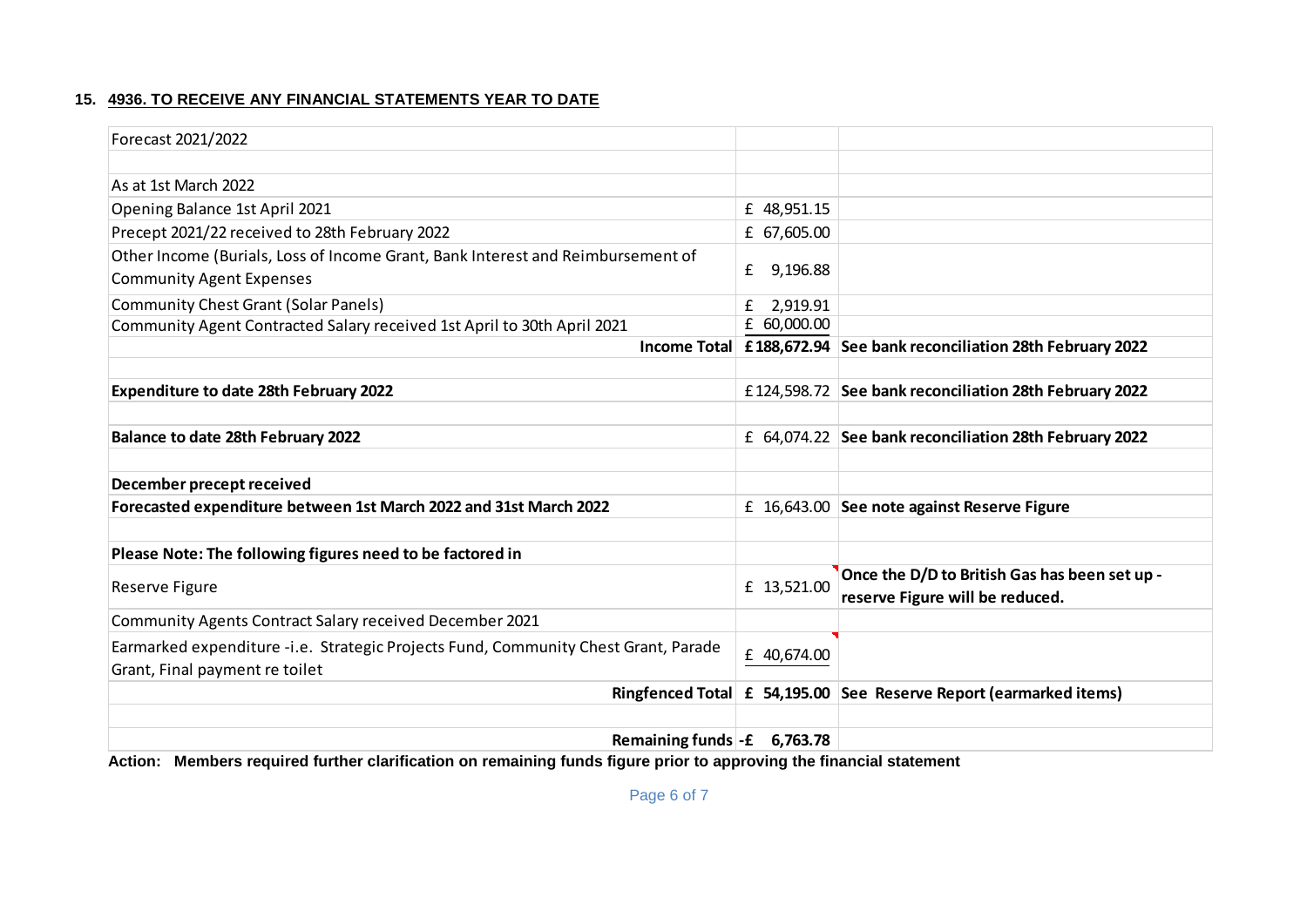**15. 4936. TO RECEIVE ANY FINANCIAL STATEMENTS YEAR TO DATE**

| Forecast 2021/2022 | | |
|---|---|---|
| | | |
| As at 1st March 2022 | | |
| Opening Balance 1st April 2021 | £ 48,951.15 | |
| Precept 2021/22 received to 28th February 2022 | £ 67,605.00 | |
| Other Income (Burials, Loss of Income Grant, Bank Interest and Reimbursement of Community Agent Expenses | £ 9,196.88 | |
| Community Chest Grant (Solar Panels) | £ 2,919.91 | |
| Community Agent Contracted Salary received 1st April to 30th April 2021 | £ 60,000.00 | |
| **Income Total** | **£188,672.94** | **See bank reconciliation 28th February 2022** |
| | | |
| **Expenditure to date 28th February 2022** | £124,598.72 | **See bank reconciliation 28th February 2022** |
| | | |
| **Balance to date 28th February 2022** | £ 64,074.22 | **See bank reconciliation 28th February 2022** |
| | | |
| **December precept received** | | |
| **Forecasted expenditure between 1st March 2022 and 31st March 2022** | £ 16,643.00 | **See note against Reserve Figure** |
| | | |
| **Please Note: The following figures need to be factored in** | | |
| Reserve Figure | £ 13,521.00 | **Once the D/D to British Gas has been set up - reserve Figure will be reduced.** |
| Community Agents Contract Salary received December 2021 | | |
| Earmarked expenditure -i.e. Strategic Projects Fund, Community Chest Grant, Parade Grant, Final payment re toilet | £ 40,674.00 | |
| **Ringfenced Total** | **£ 54,195.00** | **See Reserve Report (earmarked items)** |
| | | |
| **Remaining funds** | **-£ 6,763.78** | |

**Action: Members required further clarification on remaining funds figure prior to approving the financial statement**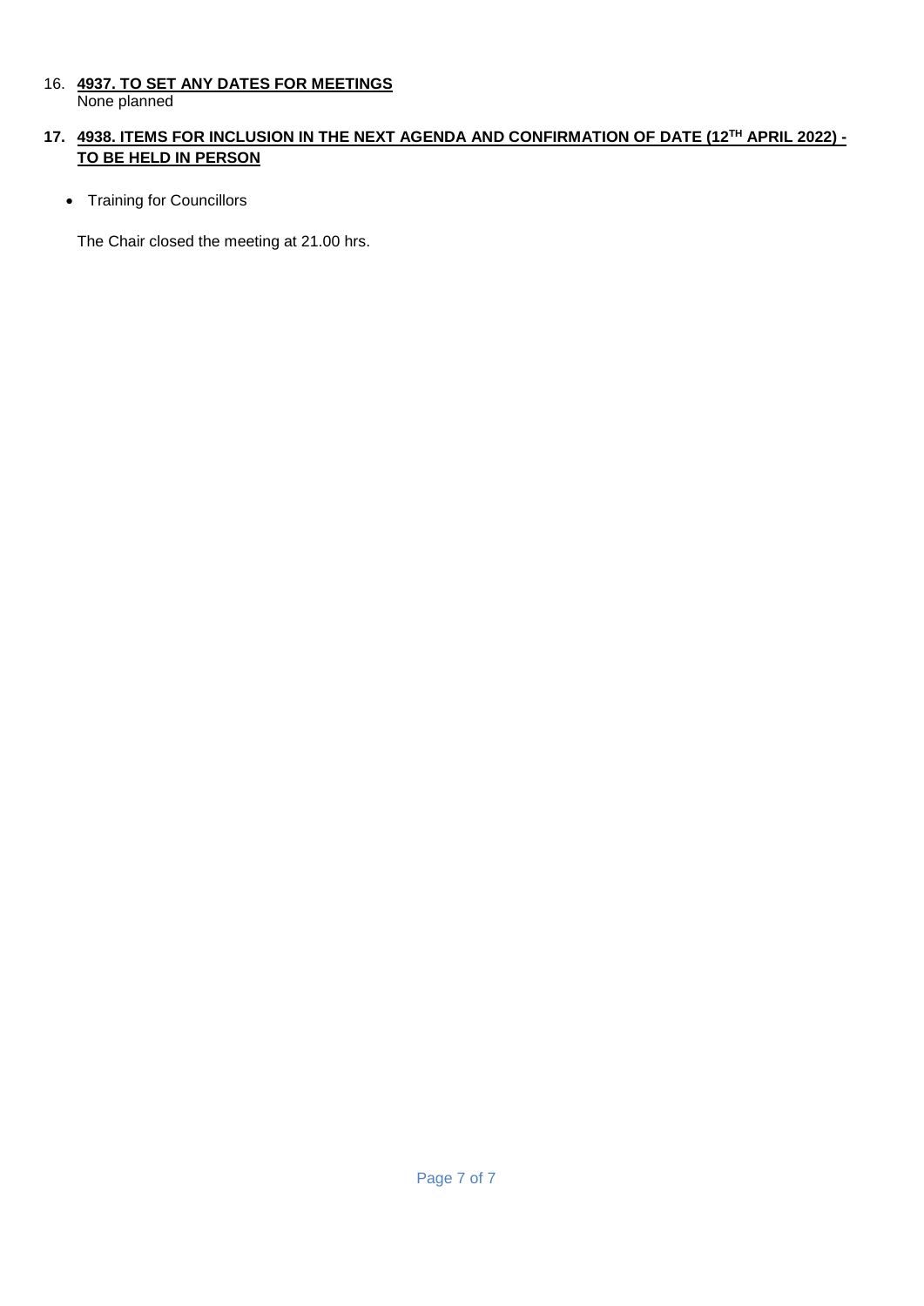16. **4937. TO SET ANY DATES FOR MEETINGS**
    None planned

17. **4938. ITEMS FOR INCLUSION IN THE NEXT AGENDA AND CONFIRMATION OF DATE (12TH APRIL 2022) - TO BE HELD IN PERSON**

    - Training for Councillors

    The Chair closed the meeting at 21.00 hrs.